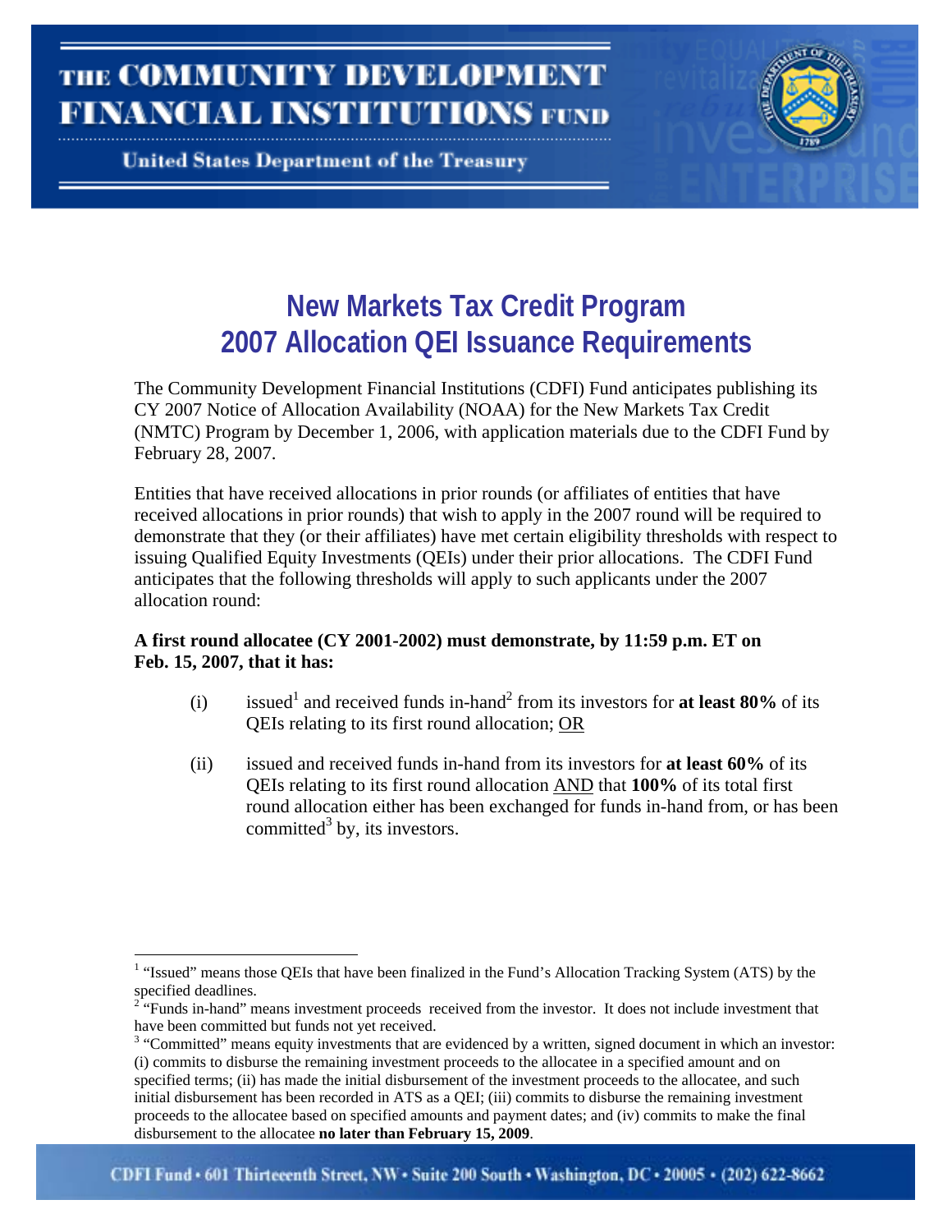# New Markets Tax Credit Program
# 2007 Allocation QEI Issuance Requirements

The Community Development Financial Institutions (CDFI) Fund anticipates publishing its CY 2007 Notice of Allocation Availability (NOAA) for the New Markets Tax Credit (NMTC) Program by December 1, 2006, with application materials due to the CDFI Fund by February 28, 2007.

Entities that have received allocations in prior rounds (or affiliates of entities that have received allocations in prior rounds) that wish to apply in the 2007 round will be required to demonstrate that they (or their affiliates) have met certain eligibility thresholds with respect to issuing Qualified Equity Investments (QEIs) under their prior allocations. The CDFI Fund anticipates that the following thresholds will apply to such applicants under the 2007 allocation round:

**A first round allocatee (CY 2001-2002) must demonstrate, by 11:59 p.m. ET on Feb. 15, 2007, that it has:**

(i) issued[1] and received funds in-hand[2] from its investors for **at least 80%** of its QEIs relating to its first round allocation; <u>OR</u>

(ii) issued and received funds in-hand from its investors for **at least 60%** of its QEIs relating to its first round allocation <u>AND</u> that **100%** of its total first round allocation either has been exchanged for funds in-hand from, or has been committed[3] by, its investors.

---

[1] "Issued" means those QEIs that have been finalized in the Fund's Allocation Tracking System (ATS) by the specified deadlines.

[2] "Funds in-hand" means investment proceeds received from the investor. It does not include investment that have been committed but funds not yet received.

[3] "Committed" means equity investments that are evidenced by a written, signed document in which an investor: (i) commits to disburse the remaining investment proceeds to the allocatee in a specified amount and on specified terms; (ii) has made the initial disbursement of the investment proceeds to the allocatee, and such initial disbursement has been recorded in ATS as a QEI; (iii) commits to disburse the remaining investment proceeds to the allocatee based on specified amounts and payment dates; and (iv) commits to make the final disbursement to the allocatee **no later than February 15, 2009**.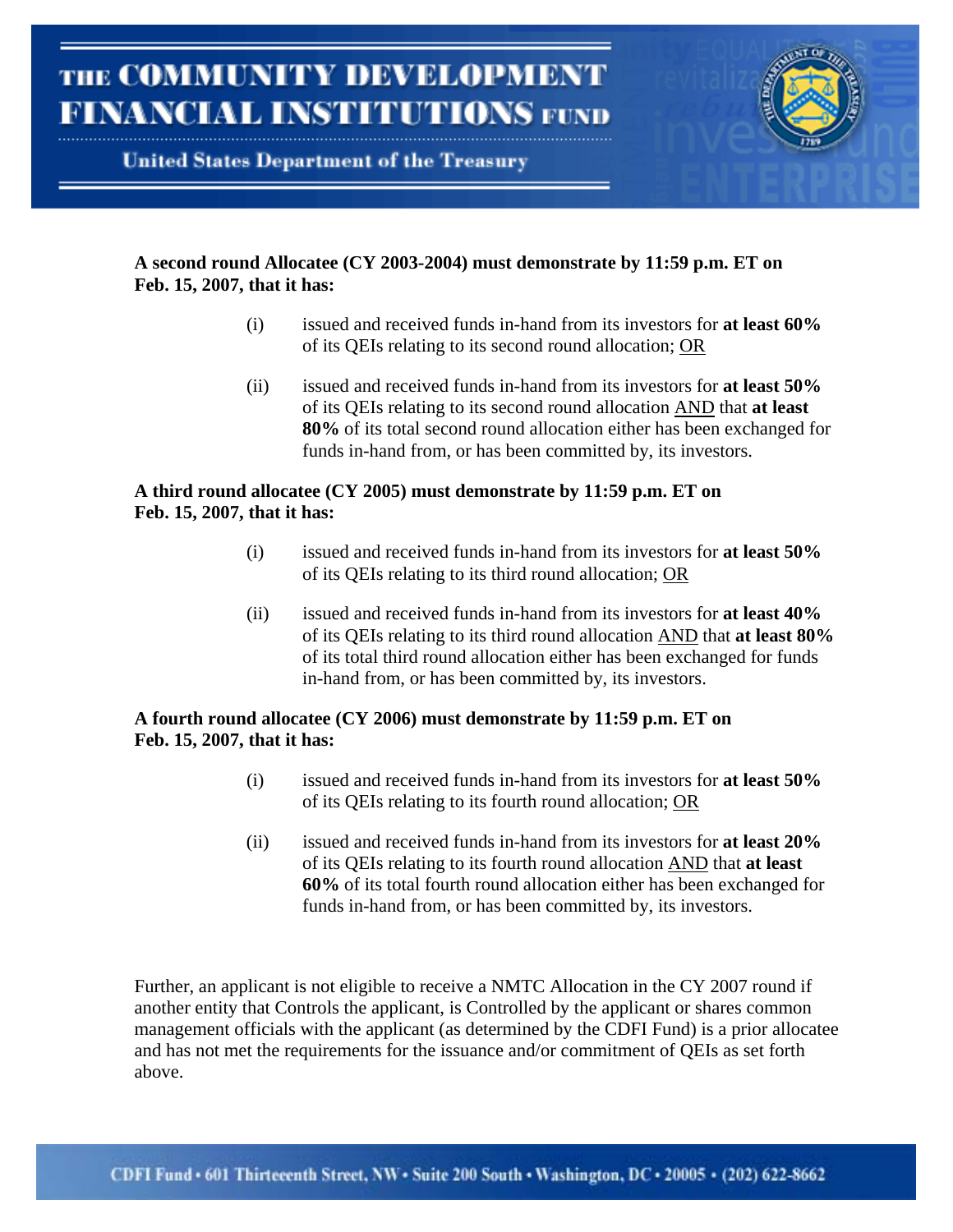**A second round Allocatee (CY 2003-2004) must demonstrate by 11:59 p.m. ET on Feb. 15, 2007, that it has:**

(i) issued and received funds in-hand from its investors for **at least 60%** of its QEIs relating to its second round allocation; OR

(ii) issued and received funds in-hand from its investors for **at least 50%** of its QEIs relating to its second round allocation AND that **at least 80%** of its total second round allocation either has been exchanged for funds in-hand from, or has been committed by, its investors.

**A third round allocatee (CY 2005) must demonstrate by 11:59 p.m. ET on Feb. 15, 2007, that it has:**

(i) issued and received funds in-hand from its investors for **at least 50%** of its QEIs relating to its third round allocation; OR

(ii) issued and received funds in-hand from its investors for **at least 40%** of its QEIs relating to its third round allocation AND that **at least 80%** of its total third round allocation either has been exchanged for funds in-hand from, or has been committed by, its investors.

**A fourth round allocatee (CY 2006) must demonstrate by 11:59 p.m. ET on Feb. 15, 2007, that it has:**

(i) issued and received funds in-hand from its investors for **at least 50%** of its QEIs relating to its fourth round allocation; OR

(ii) issued and received funds in-hand from its investors for **at least 20%** of its QEIs relating to its fourth round allocation AND that **at least 60%** of its total fourth round allocation either has been exchanged for funds in-hand from, or has been committed by, its investors.

Further, an applicant is not eligible to receive a NMTC Allocation in the CY 2007 round if another entity that Controls the applicant, is Controlled by the applicant or shares common management officials with the applicant (as determined by the CDFI Fund) is a prior allocatee and has not met the requirements for the issuance and/or commitment of QEIs as set forth above.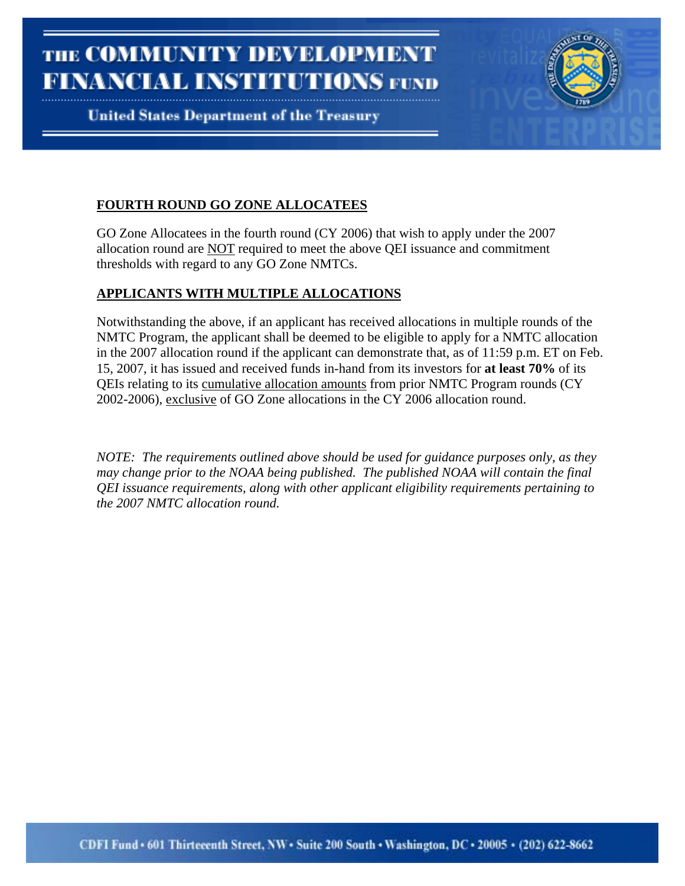## FOURTH ROUND GO ZONE ALLOCATEES

GO Zone Allocatees in the fourth round (CY 2006) that wish to apply under the 2007 allocation round are NOT required to meet the above QEI issuance and commitment thresholds with regard to any GO Zone NMTCs.

## APPLICANTS WITH MULTIPLE ALLOCATIONS

Notwithstanding the above, if an applicant has received allocations in multiple rounds of the NMTC Program, the applicant shall be deemed to be eligible to apply for a NMTC allocation in the 2007 allocation round if the applicant can demonstrate that, as of 11:59 p.m. ET on Feb. 15, 2007, it has issued and received funds in-hand from its investors for **at least 70%** of its QEIs relating to its cumulative allocation amounts from prior NMTC Program rounds (CY 2002-2006), exclusive of GO Zone allocations in the CY 2006 allocation round.

*NOTE: The requirements outlined above should be used for guidance purposes only, as they may change prior to the NOAA being published. The published NOAA will contain the final QEI issuance requirements, along with other applicant eligibility requirements pertaining to the 2007 NMTC allocation round.*